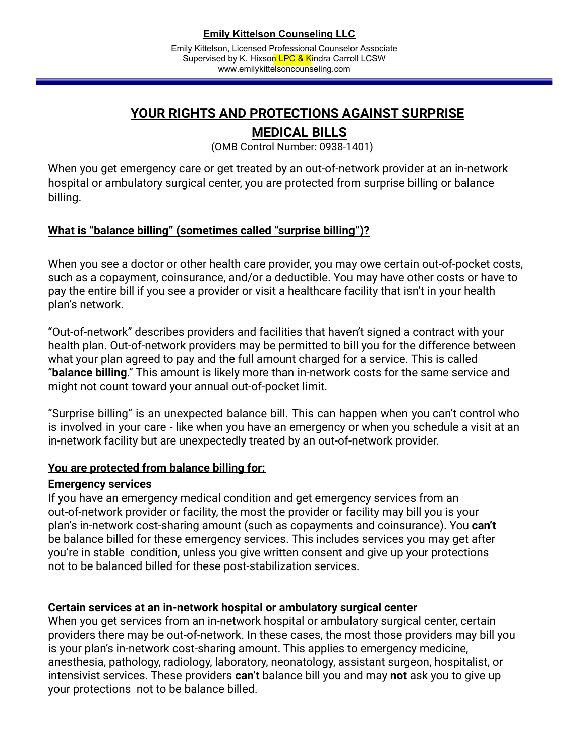**Emily Kittelson Counseling LLC**

Emily Kittelson, Licensed Professional Counselor Associate
Supervised by K. Hixson LPC & Kindra Carroll LCSW
www.emilykittelsoncounseling.com

# YOUR RIGHTS AND PROTECTIONS AGAINST SURPRISE MEDICAL BILLS

(OMB Control Number: 0938-1401)

When you get emergency care or get treated by an out-of-network provider at an in-network hospital or ambulatory surgical center, you are protected from surprise billing or balance billing.

## What is "balance billing" (sometimes called "surprise billing")?

When you see a doctor or other health care provider, you may owe certain out-of-pocket costs, such as a copayment, coinsurance, and/or a deductible. You may have other costs or have to pay the entire bill if you see a provider or visit a healthcare facility that isn't in your health plan's network.

"Out-of-network" describes providers and facilities that haven't signed a contract with your health plan. Out-of-network providers may be permitted to bill you for the difference between what your plan agreed to pay and the full amount charged for a service. This is called "**balance billing**." This amount is likely more than in-network costs for the same service and might not count toward your annual out-of-pocket limit.

"Surprise billing" is an unexpected balance bill. This can happen when you can't control who is involved in your care - like when you have an emergency or when you schedule a visit at an in-network facility but are unexpectedly treated by an out-of-network provider.

## You are protected from balance billing for:

### Emergency services

If you have an emergency medical condition and get emergency services from an out-of-network provider or facility, the most the provider or facility may bill you is your plan's in-network cost-sharing amount (such as copayments and coinsurance). You **can't** be balance billed for these emergency services. This includes services you may get after you're in stable condition, unless you give written consent and give up your protections not to be balanced billed for these post-stabilization services.

### Certain services at an in-network hospital or ambulatory surgical center

When you get services from an in-network hospital or ambulatory surgical center, certain providers there may be out-of-network. In these cases, the most those providers may bill you is your plan's in-network cost-sharing amount. This applies to emergency medicine, anesthesia, pathology, radiology, laboratory, neonatology, assistant surgeon, hospitalist, or intensivist services. These providers **can't** balance bill you and may **not** ask you to give up your protections not to be balance billed.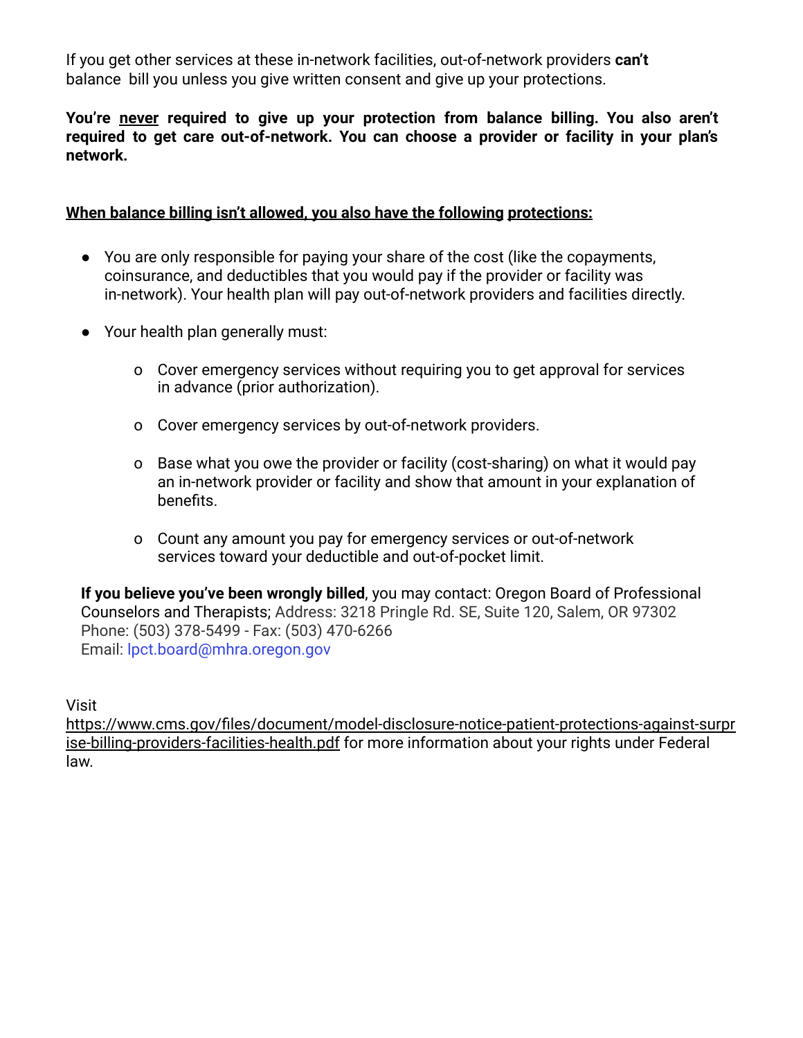If you get other services at these in-network facilities, out-of-network providers **can't** balance bill you unless you give written consent and give up your protections.

**You're never required to give up your protection from balance billing. You also aren't required to get care out-of-network. You can choose a provider or facility in your plan's network.**

**When balance billing isn't allowed, you also have the following protections:**

- You are only responsible for paying your share of the cost (like the copayments, coinsurance, and deductibles that you would pay if the provider or facility was in-network). Your health plan will pay out-of-network providers and facilities directly.

- Your health plan generally must:

    - Cover emergency services without requiring you to get approval for services in advance (prior authorization).

    - Cover emergency services by out-of-network providers.

    - Base what you owe the provider or facility (cost-sharing) on what it would pay an in-network provider or facility and show that amount in your explanation of benefits.

    - Count any amount you pay for emergency services or out-of-network services toward your deductible and out-of-pocket limit.

**If you believe you've been wrongly billed**, you may contact: Oregon Board of Professional Counselors and Therapists; Address: 3218 Pringle Rd. SE, Suite 120, Salem, OR 97302
Phone: (503) 378-5499 - Fax: (503) 470-6266
Email: lpct.board@mhra.oregon.gov

Visit https://www.cms.gov/files/document/model-disclosure-notice-patient-protections-against-surprise-billing-providers-facilities-health.pdf for more information about your rights under Federal law.